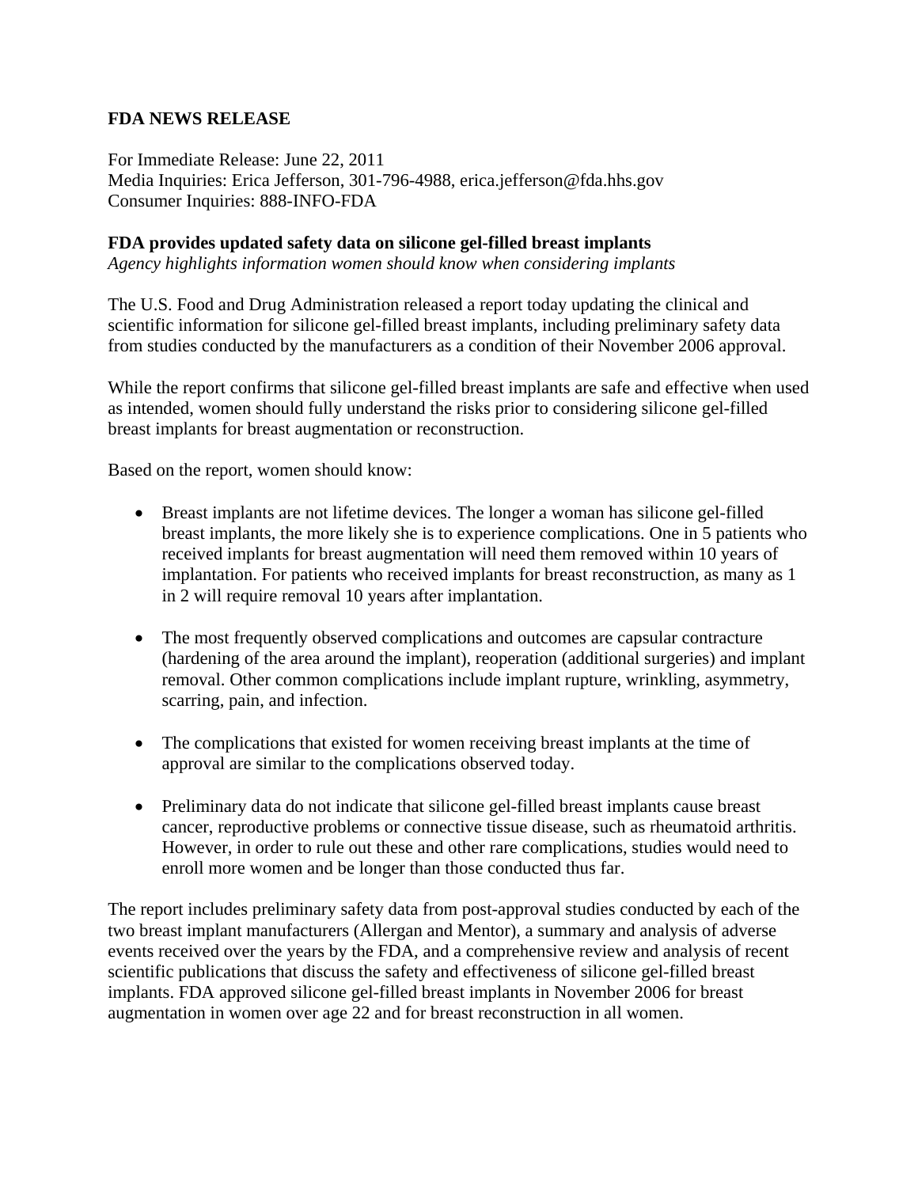**FDA NEWS RELEASE**

For Immediate Release: June 22, 2011
Media Inquiries: Erica Jefferson, 301-796-4988, erica.jefferson@fda.hhs.gov
Consumer Inquiries: 888-INFO-FDA

**FDA provides updated safety data on silicone gel-filled breast implants**
*Agency highlights information women should know when considering implants*

The U.S. Food and Drug Administration released a report today updating the clinical and scientific information for silicone gel-filled breast implants, including preliminary safety data from studies conducted by the manufacturers as a condition of their November 2006 approval.

While the report confirms that silicone gel-filled breast implants are safe and effective when used as intended, women should fully understand the risks prior to considering silicone gel-filled breast implants for breast augmentation or reconstruction.

Based on the report, women should know:

- Breast implants are not lifetime devices. The longer a woman has silicone gel-filled breast implants, the more likely she is to experience complications. One in 5 patients who received implants for breast augmentation will need them removed within 10 years of implantation. For patients who received implants for breast reconstruction, as many as 1 in 2 will require removal 10 years after implantation.

- The most frequently observed complications and outcomes are capsular contracture (hardening of the area around the implant), reoperation (additional surgeries) and implant removal. Other common complications include implant rupture, wrinkling, asymmetry, scarring, pain, and infection.

- The complications that existed for women receiving breast implants at the time of approval are similar to the complications observed today.

- Preliminary data do not indicate that silicone gel-filled breast implants cause breast cancer, reproductive problems or connective tissue disease, such as rheumatoid arthritis. However, in order to rule out these and other rare complications, studies would need to enroll more women and be longer than those conducted thus far.

The report includes preliminary safety data from post-approval studies conducted by each of the two breast implant manufacturers (Allergan and Mentor), a summary and analysis of adverse events received over the years by the FDA, and a comprehensive review and analysis of recent scientific publications that discuss the safety and effectiveness of silicone gel-filled breast implants. FDA approved silicone gel-filled breast implants in November 2006 for breast augmentation in women over age 22 and for breast reconstruction in all women.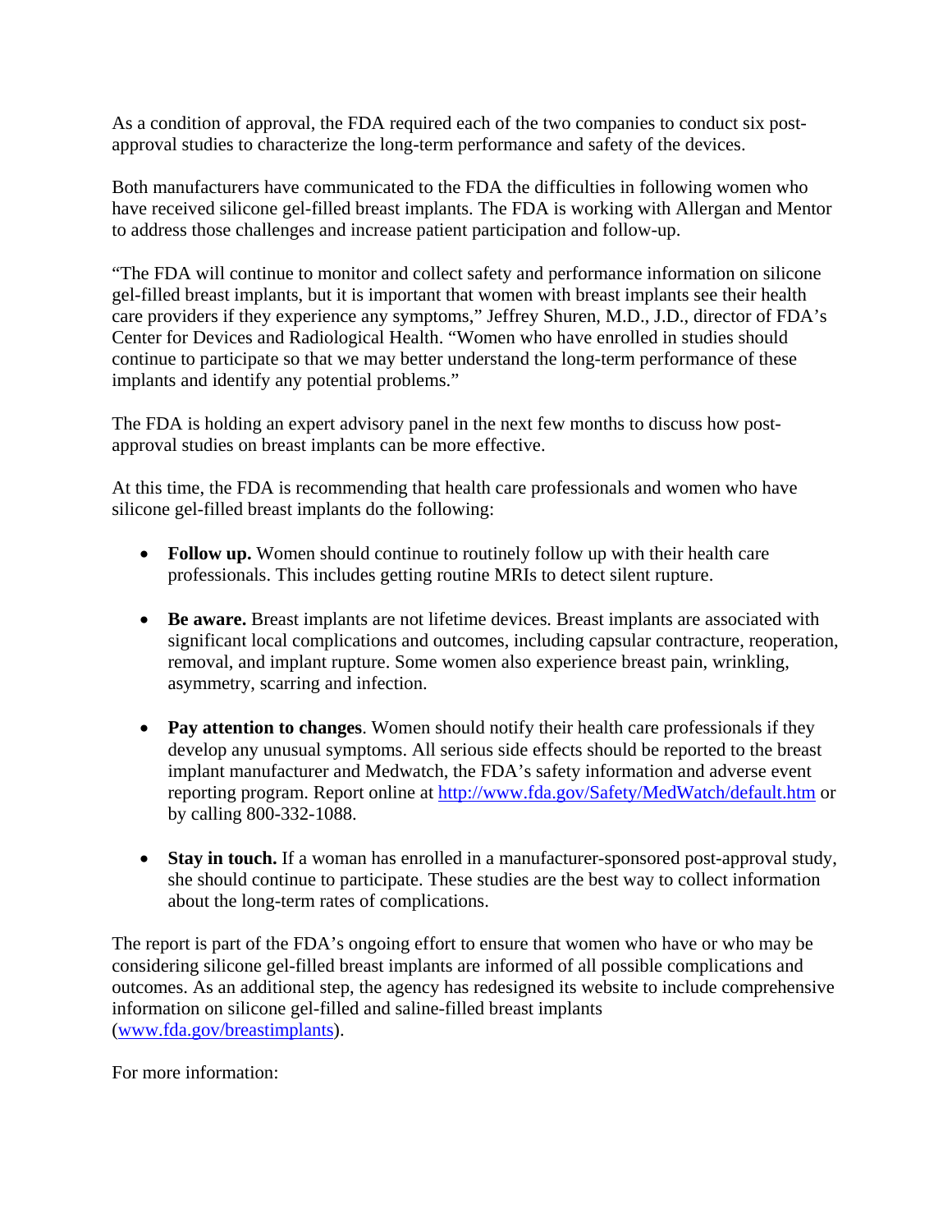As a condition of approval, the FDA required each of the two companies to conduct six post-approval studies to characterize the long-term performance and safety of the devices.

Both manufacturers have communicated to the FDA the difficulties in following women who have received silicone gel-filled breast implants. The FDA is working with Allergan and Mentor to address those challenges and increase patient participation and follow-up.

"The FDA will continue to monitor and collect safety and performance information on silicone gel-filled breast implants, but it is important that women with breast implants see their health care providers if they experience any symptoms," Jeffrey Shuren, M.D., J.D., director of FDA's Center for Devices and Radiological Health. "Women who have enrolled in studies should continue to participate so that we may better understand the long-term performance of these implants and identify any potential problems."

The FDA is holding an expert advisory panel in the next few months to discuss how post-approval studies on breast implants can be more effective.

At this time, the FDA is recommending that health care professionals and women who have silicone gel-filled breast implants do the following:

- **Follow up.** Women should continue to routinely follow up with their health care professionals. This includes getting routine MRIs to detect silent rupture.

- **Be aware.** Breast implants are not lifetime devices. Breast implants are associated with significant local complications and outcomes, including capsular contracture, reoperation, removal, and implant rupture. Some women also experience breast pain, wrinkling, asymmetry, scarring and infection.

- **Pay attention to changes**. Women should notify their health care professionals if they develop any unusual symptoms. All serious side effects should be reported to the breast implant manufacturer and Medwatch, the FDA's safety information and adverse event reporting program. Report online at [http://www.fda.gov/Safety/MedWatch/default.htm](http://www.fda.gov/Safety/MedWatch/default.htm) or by calling 800-332-1088.

- **Stay in touch.** If a woman has enrolled in a manufacturer-sponsored post-approval study, she should continue to participate. These studies are the best way to collect information about the long-term rates of complications.

The report is part of the FDA's ongoing effort to ensure that women who have or who may be considering silicone gel-filled breast implants are informed of all possible complications and outcomes. As an additional step, the agency has redesigned its website to include comprehensive information on silicone gel-filled and saline-filled breast implants ([www.fda.gov/breastimplants](www.fda.gov/breastimplants)).

For more information: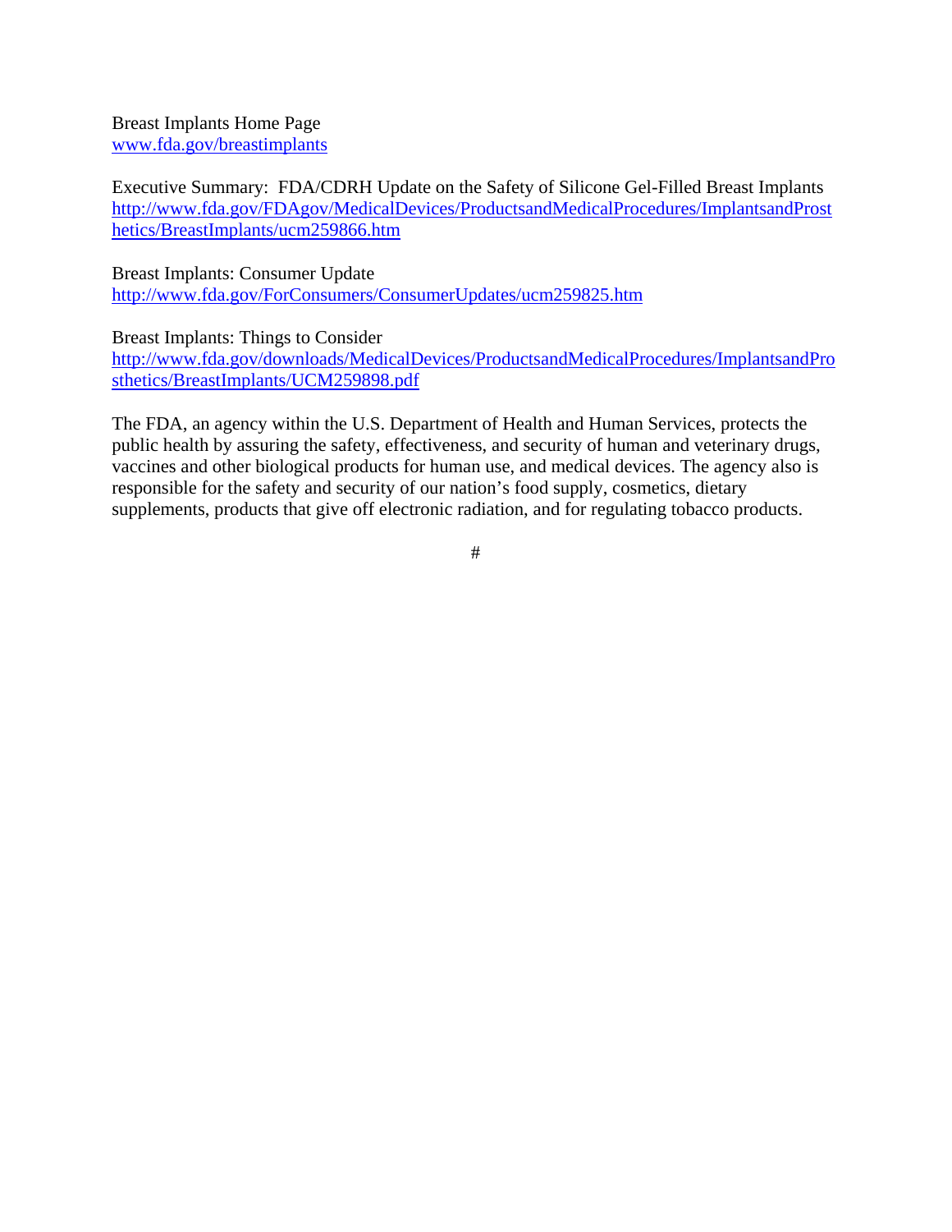Breast Implants Home Page
[www.fda.gov/breastimplants](www.fda.gov/breastimplants)

Executive Summary: FDA/CDRH Update on the Safety of Silicone Gel-Filled Breast Implants
[http://www.fda.gov/FDAgov/MedicalDevices/ProductsandMedicalProcedures/ImplantsandProsthetics/BreastImplants/ucm259866.htm](http://www.fda.gov/FDAgov/MedicalDevices/ProductsandMedicalProcedures/ImplantsandProsthetics/BreastImplants/ucm259866.htm)

Breast Implants: Consumer Update
[http://www.fda.gov/ForConsumers/ConsumerUpdates/ucm259825.htm](http://www.fda.gov/ForConsumers/ConsumerUpdates/ucm259825.htm)

Breast Implants: Things to Consider
[http://www.fda.gov/downloads/MedicalDevices/ProductsandMedicalProcedures/ImplantsandProsthetics/BreastImplants/UCM259898.pdf](http://www.fda.gov/downloads/MedicalDevices/ProductsandMedicalProcedures/ImplantsandProsthetics/BreastImplants/UCM259898.pdf)

The FDA, an agency within the U.S. Department of Health and Human Services, protects the public health by assuring the safety, effectiveness, and security of human and veterinary drugs, vaccines and other biological products for human use, and medical devices. The agency also is responsible for the safety and security of our nation's food supply, cosmetics, dietary supplements, products that give off electronic radiation, and for regulating tobacco products.

#